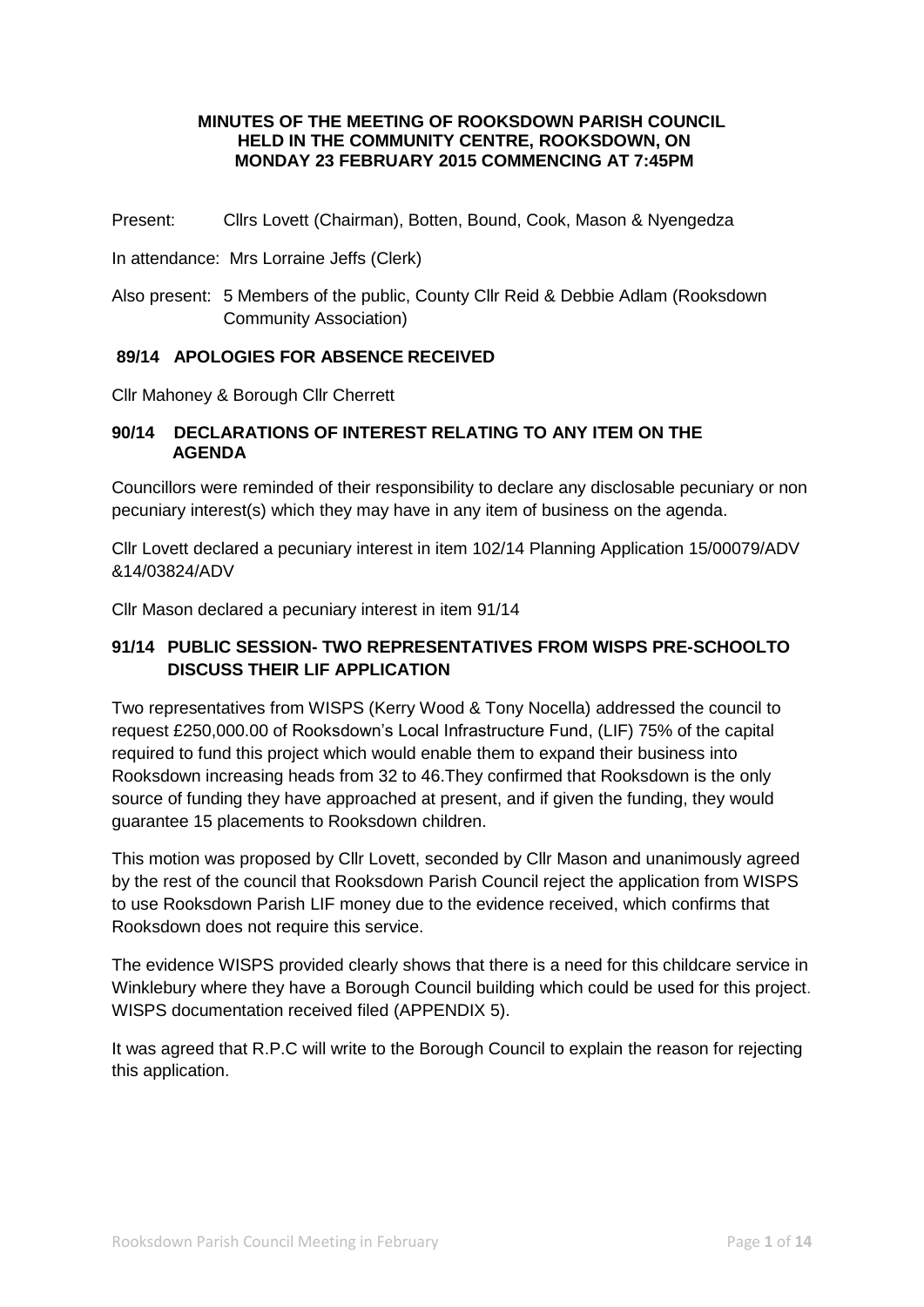**MINUTES OF THE MEETING OF ROOKSDOWN PARISH COUNCIL HELD IN THE COMMUNITY CENTRE, ROOKSDOWN, ON MONDAY 23 FEBRUARY 2015 COMMENCING AT 7:45PM**

Present: Cllrs Lovett (Chairman), Botten, Bound, Cook, Mason & Nyengedza

In attendance: Mrs Lorraine Jeffs (Clerk)

Also present: 5 Members of the public, County Cllr Reid & Debbie Adlam (Rooksdown Community Association)

### 89/14 APOLOGIES FOR ABSENCE RECEIVED

Cllr Mahoney & Borough Cllr Cherrett

### 90/14 DECLARATIONS OF INTEREST RELATING TO ANY ITEM ON THE AGENDA

Councillors were reminded of their responsibility to declare any disclosable pecuniary or non pecuniary interest(s) which they may have in any item of business on the agenda.

Cllr Lovett declared a pecuniary interest in item 102/14 Planning Application 15/00079/ADV &14/03824/ADV

Cllr Mason declared a pecuniary interest in item 91/14

### 91/14 PUBLIC SESSION- TWO REPRESENTATIVES FROM WISPS PRE-SCHOOLTO DISCUSS THEIR LIF APPLICATION

Two representatives from WISPS (Kerry Wood & Tony Nocella) addressed the council to request £250,000.00 of Rooksdown's Local Infrastructure Fund, (LIF) 75% of the capital required to fund this project which would enable them to expand their business into Rooksdown increasing heads from 32 to 46.They confirmed that Rooksdown is the only source of funding they have approached at present, and if given the funding, they would guarantee 15 placements to Rooksdown children.

This motion was proposed by Cllr Lovett, seconded by Cllr Mason and unanimously agreed by the rest of the council that Rooksdown Parish Council reject the application from WISPS to use Rooksdown Parish LIF money due to the evidence received, which confirms that Rooksdown does not require this service.

The evidence WISPS provided clearly shows that there is a need for this childcare service in Winklebury where they have a Borough Council building which could be used for this project. WISPS documentation received filed (APPENDIX 5).

It was agreed that R.P.C will write to the Borough Council to explain the reason for rejecting this application.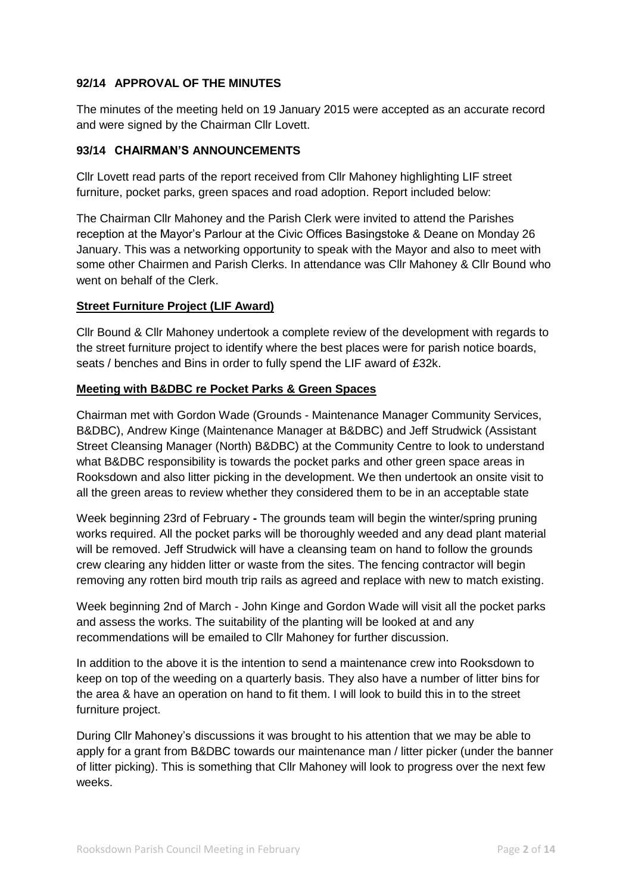### 92/14 APPROVAL OF THE MINUTES

The minutes of the meeting held on 19 January 2015 were accepted as an accurate record and were signed by the Chairman Cllr Lovett.

### 93/14 CHAIRMAN'S ANNOUNCEMENTS

Cllr Lovett read parts of the report received from Cllr Mahoney highlighting LIF street furniture, pocket parks, green spaces and road adoption. Report included below:

The Chairman Cllr Mahoney and the Parish Clerk were invited to attend the Parishes reception at the Mayor's Parlour at the Civic Offices Basingstoke & Deane on Monday 26 January. This was a networking opportunity to speak with the Mayor and also to meet with some other Chairmen and Parish Clerks. In attendance was Cllr Mahoney & Cllr Bound who went on behalf of the Clerk.

**Street Furniture Project (LIF Award)**

Cllr Bound & Cllr Mahoney undertook a complete review of the development with regards to the street furniture project to identify where the best places were for parish notice boards, seats / benches and Bins in order to fully spend the LIF award of £32k.

**Meeting with B&DBC re Pocket Parks & Green Spaces**

Chairman met with Gordon Wade (Grounds - Maintenance Manager Community Services, B&DBC), Andrew Kinge (Maintenance Manager at B&DBC) and Jeff Strudwick (Assistant Street Cleansing Manager (North) B&DBC) at the Community Centre to look to understand what B&DBC responsibility is towards the pocket parks and other green space areas in Rooksdown and also litter picking in the development. We then undertook an onsite visit to all the green areas to review whether they considered them to be in an acceptable state

Week beginning 23rd of February **-** The grounds team will begin the winter/spring pruning works required. All the pocket parks will be thoroughly weeded and any dead plant material will be removed. Jeff Strudwick will have a cleansing team on hand to follow the grounds crew clearing any hidden litter or waste from the sites. The fencing contractor will begin removing any rotten bird mouth trip rails as agreed and replace with new to match existing.

Week beginning 2nd of March - John Kinge and Gordon Wade will visit all the pocket parks and assess the works. The suitability of the planting will be looked at and any recommendations will be emailed to Cllr Mahoney for further discussion.

In addition to the above it is the intention to send a maintenance crew into Rooksdown to keep on top of the weeding on a quarterly basis. They also have a number of litter bins for the area & have an operation on hand to fit them. I will look to build this in to the street furniture project.

During Cllr Mahoney's discussions it was brought to his attention that we may be able to apply for a grant from B&DBC towards our maintenance man / litter picker (under the banner of litter picking). This is something that Cllr Mahoney will look to progress over the next few weeks.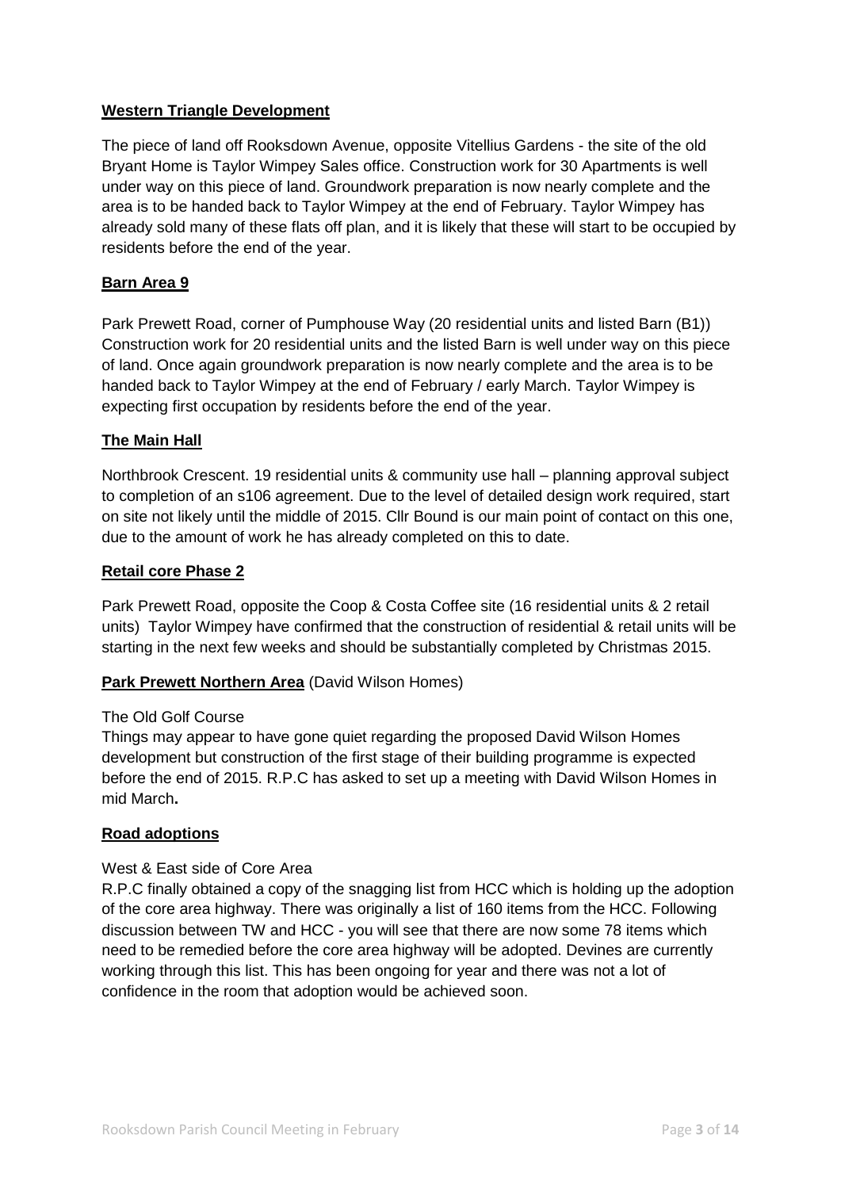**Western Triangle Development**

The piece of land off Rooksdown Avenue, opposite Vitellius Gardens - the site of the old Bryant Home is Taylor Wimpey Sales office. Construction work for 30 Apartments is well under way on this piece of land. Groundwork preparation is now nearly complete and the area is to be handed back to Taylor Wimpey at the end of February. Taylor Wimpey has already sold many of these flats off plan, and it is likely that these will start to be occupied by residents before the end of the year.

**Barn Area 9**

Park Prewett Road, corner of Pumphouse Way (20 residential units and listed Barn (B1)) Construction work for 20 residential units and the listed Barn is well under way on this piece of land. Once again groundwork preparation is now nearly complete and the area is to be handed back to Taylor Wimpey at the end of February / early March. Taylor Wimpey is expecting first occupation by residents before the end of the year.

**The Main Hall**

Northbrook Crescent. 19 residential units & community use hall – planning approval subject to completion of an s106 agreement. Due to the level of detailed design work required, start on site not likely until the middle of 2015. Cllr Bound is our main point of contact on this one, due to the amount of work he has already completed on this to date.

**Retail core Phase 2**

Park Prewett Road, opposite the Coop & Costa Coffee site (16 residential units & 2 retail units) Taylor Wimpey have confirmed that the construction of residential & retail units will be starting in the next few weeks and should be substantially completed by Christmas 2015.

**Park Prewett Northern Area** (David Wilson Homes)

The Old Golf Course

Things may appear to have gone quiet regarding the proposed David Wilson Homes development but construction of the first stage of their building programme is expected before the end of 2015. R.P.C has asked to set up a meeting with David Wilson Homes in mid March**.**

**Road adoptions**

West & East side of Core Area

R.P.C finally obtained a copy of the snagging list from HCC which is holding up the adoption of the core area highway. There was originally a list of 160 items from the HCC. Following discussion between TW and HCC - you will see that there are now some 78 items which need to be remedied before the core area highway will be adopted. Devines are currently working through this list. This has been ongoing for year and there was not a lot of confidence in the room that adoption would be achieved soon.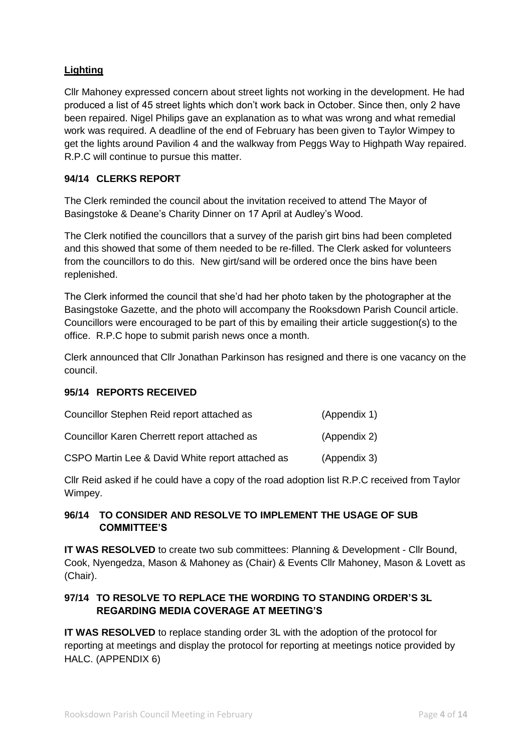**Lighting**

Cllr Mahoney expressed concern about street lights not working in the development. He had produced a list of 45 street lights which don't work back in October. Since then, only 2 have been repaired. Nigel Philips gave an explanation as to what was wrong and what remedial work was required. A deadline of the end of February has been given to Taylor Wimpey to get the lights around Pavilion 4 and the walkway from Peggs Way to Highpath Way repaired. R.P.C will continue to pursue this matter.

### 94/14 CLERKS REPORT

The Clerk reminded the council about the invitation received to attend The Mayor of Basingstoke & Deane's Charity Dinner on 17 April at Audley's Wood.

The Clerk notified the councillors that a survey of the parish girt bins had been completed and this showed that some of them needed to be re-filled. The Clerk asked for volunteers from the councillors to do this. New girt/sand will be ordered once the bins have been replenished.

The Clerk informed the council that she'd had her photo taken by the photographer at the Basingstoke Gazette, and the photo will accompany the Rooksdown Parish Council article. Councillors were encouraged to be part of this by emailing their article suggestion(s) to the office. R.P.C hope to submit parish news once a month.

Clerk announced that Cllr Jonathan Parkinson has resigned and there is one vacancy on the council.

### 95/14 REPORTS RECEIVED

| | |
|---|---|
| Councillor Stephen Reid report attached as | (Appendix 1) |
| Councillor Karen Cherrett report attached as | (Appendix 2) |
| CSPO Martin Lee & David White report attached as | (Appendix 3) |

Cllr Reid asked if he could have a copy of the road adoption list R.P.C received from Taylor Wimpey.

### 96/14 TO CONSIDER AND RESOLVE TO IMPLEMENT THE USAGE OF SUB COMMITTEE'S

**IT WAS RESOLVED** to create two sub committees: Planning & Development - Cllr Bound, Cook, Nyengedza, Mason & Mahoney as (Chair) & Events Cllr Mahoney, Mason & Lovett as (Chair).

### 97/14 TO RESOLVE TO REPLACE THE WORDING TO STANDING ORDER'S 3L REGARDING MEDIA COVERAGE AT MEETING'S

**IT WAS RESOLVED** to replace standing order 3L with the adoption of the protocol for reporting at meetings and display the protocol for reporting at meetings notice provided by HALC. (APPENDIX 6)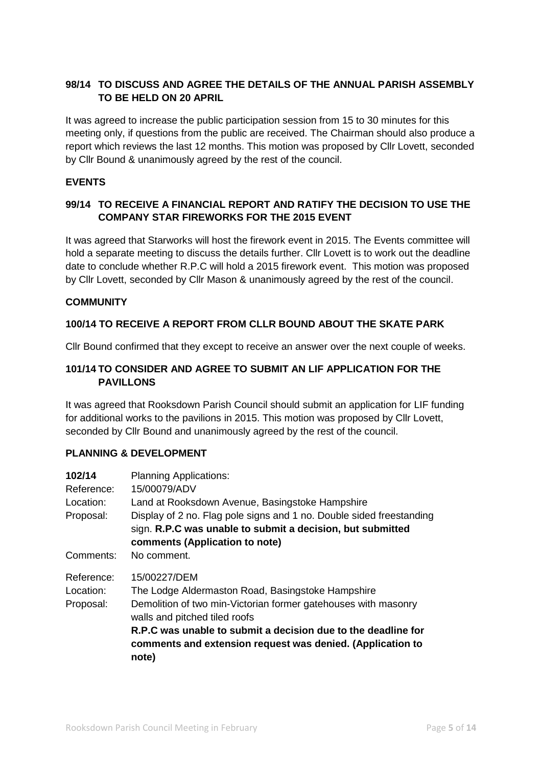**98/14 TO DISCUSS AND AGREE THE DETAILS OF THE ANNUAL PARISH ASSEMBLY TO BE HELD ON 20 APRIL**

It was agreed to increase the public participation session from 15 to 30 minutes for this meeting only, if questions from the public are received. The Chairman should also produce a report which reviews the last 12 months. This motion was proposed by Cllr Lovett, seconded by Cllr Bound & unanimously agreed by the rest of the council.

**EVENTS**

**99/14 TO RECEIVE A FINANCIAL REPORT AND RATIFY THE DECISION TO USE THE COMPANY STAR FIREWORKS FOR THE 2015 EVENT**

It was agreed that Starworks will host the firework event in 2015. The Events committee will hold a separate meeting to discuss the details further. Cllr Lovett is to work out the deadline date to conclude whether R.P.C will hold a 2015 firework event. This motion was proposed by Cllr Lovett, seconded by Cllr Mason & unanimously agreed by the rest of the council.

**COMMUNITY**

**100/14 TO RECEIVE A REPORT FROM CLLR BOUND ABOUT THE SKATE PARK**

Cllr Bound confirmed that they except to receive an answer over the next couple of weeks.

**101/14 TO CONSIDER AND AGREE TO SUBMIT AN LIF APPLICATION FOR THE PAVILLONS**

It was agreed that Rooksdown Parish Council should submit an application for LIF funding for additional works to the pavilions in 2015. This motion was proposed by Cllr Lovett, seconded by Cllr Bound and unanimously agreed by the rest of the council.

**PLANNING & DEVELOPMENT**

**102/14** Planning Applications:

Reference: 15/00079/ADV
Location: Land at Rooksdown Avenue, Basingstoke Hampshire
Proposal: Display of 2 no. Flag pole signs and 1 no. Double sided freestanding sign. **R.P.C was unable to submit a decision, but submitted comments (Application to note)**
Comments: No comment.

Reference: 15/00227/DEM
Location: The Lodge Aldermaston Road, Basingstoke Hampshire
Proposal: Demolition of two min-Victorian former gatehouses with masonry walls and pitched tiled roofs
**R.P.C was unable to submit a decision due to the deadline for comments and extension request was denied. (Application to note)**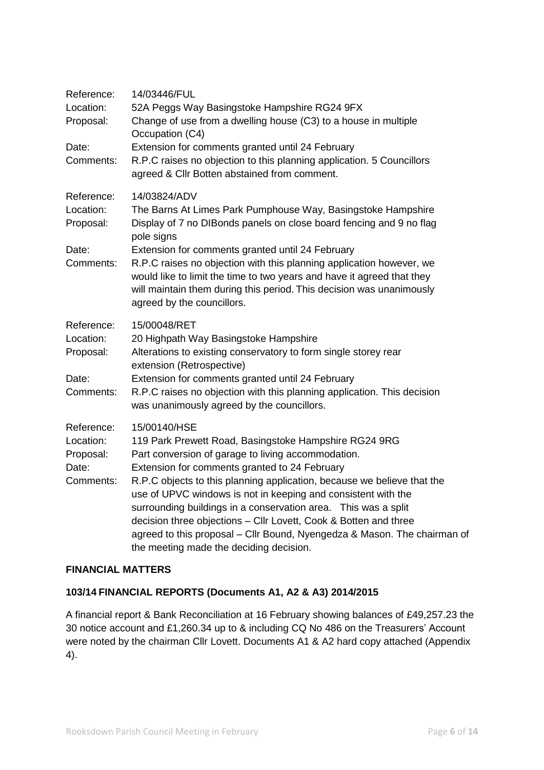Reference: 14/03446/FUL
Location: 52A Peggs Way Basingstoke Hampshire RG24 9FX
Proposal: Change of use from a dwelling house (C3) to a house in multiple Occupation (C4)
Date: Extension for comments granted until 24 February
Comments: R.P.C raises no objection to this planning application. 5 Councillors agreed & Cllr Botten abstained from comment.

Reference: 14/03824/ADV
Location: The Barns At Limes Park Pumphouse Way, Basingstoke Hampshire
Proposal: Display of 7 no DIBonds panels on close board fencing and 9 no flag pole signs
Date: Extension for comments granted until 24 February
Comments: R.P.C raises no objection with this planning application however, we would like to limit the time to two years and have it agreed that they will maintain them during this period. This decision was unanimously agreed by the councillors.

Reference: 15/00048/RET
Location: 20 Highpath Way Basingstoke Hampshire
Proposal: Alterations to existing conservatory to form single storey rear extension (Retrospective)
Date: Extension for comments granted until 24 February
Comments: R.P.C raises no objection with this planning application. This decision was unanimously agreed by the councillors.

Reference: 15/00140/HSE
Location: 119 Park Prewett Road, Basingstoke Hampshire RG24 9RG
Proposal: Part conversion of garage to living accommodation.
Date: Extension for comments granted to 24 February
Comments: R.P.C objects to this planning application, because we believe that the use of UPVC windows is not in keeping and consistent with the surrounding buildings in a conservation area. This was a split decision three objections – Cllr Lovett, Cook & Botten and three agreed to this proposal – Cllr Bound, Nyengedza & Mason. The chairman of the meeting made the deciding decision.

## FINANCIAL MATTERS

### 103/14 FINANCIAL REPORTS (Documents A1, A2 & A3) 2014/2015

A financial report & Bank Reconciliation at 16 February showing balances of £49,257.23 the 30 notice account and £1,260.34 up to & including CQ No 486 on the Treasurers' Account were noted by the chairman Cllr Lovett. Documents A1 & A2 hard copy attached (Appendix 4).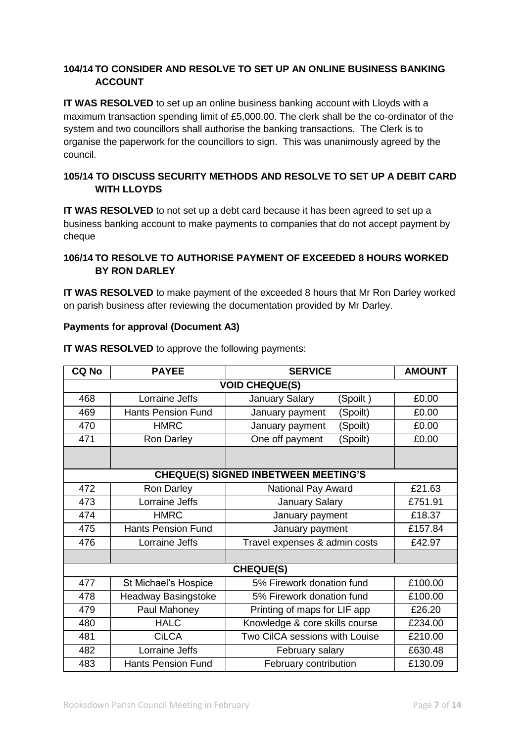## 104/14 TO CONSIDER AND RESOLVE TO SET UP AN ONLINE BUSINESS BANKING ACCOUNT

**IT WAS RESOLVED** to set up an online business banking account with Lloyds with a maximum transaction spending limit of £5,000.00. The clerk shall be the co-ordinator of the system and two councillors shall authorise the banking transactions. The Clerk is to organise the paperwork for the councillors to sign. This was unanimously agreed by the council.

## 105/14 TO DISCUSS SECURITY METHODS AND RESOLVE TO SET UP A DEBIT CARD WITH LLOYDS

**IT WAS RESOLVED** to not set up a debt card because it has been agreed to set up a business banking account to make payments to companies that do not accept payment by cheque

## 106/14 TO RESOLVE TO AUTHORISE PAYMENT OF EXCEEDED 8 HOURS WORKED BY RON DARLEY

**IT WAS RESOLVED** to make payment of the exceeded 8 hours that Mr Ron Darley worked on parish business after reviewing the documentation provided by Mr Darley.

**Payments for approval (Document A3)**

**IT WAS RESOLVED** to approve the following payments:

| CQ No | PAYEE | SERVICE | AMOUNT |
|---|---|---|---|
| **VOID CHEQUE(S)** | | | |
| 468 | Lorraine Jeffs | January Salary (Spoilt ) | £0.00 |
| 469 | Hants Pension Fund | January payment (Spoilt) | £0.00 |
| 470 | HMRC | January payment (Spoilt) | £0.00 |
| 471 | Ron Darley | One off payment (Spoilt) | £0.00 |
| | | | |
| **CHEQUE(S) SIGNED INBETWEEN MEETING'S** | | | |
| 472 | Ron Darley | National Pay Award | £21.63 |
| 473 | Lorraine Jeffs | January Salary | £751.91 |
| 474 | HMRC | January payment | £18.37 |
| 475 | Hants Pension Fund | January payment | £157.84 |
| 476 | Lorraine Jeffs | Travel expenses & admin costs | £42.97 |
| | | | |
| **CHEQUE(S)** | | | |
| 477 | St Michael's Hospice | 5% Firework donation fund | £100.00 |
| 478 | Headway Basingstoke | 5% Firework donation fund | £100.00 |
| 479 | Paul Mahoney | Printing of maps for LIF app | £26.20 |
| 480 | HALC | Knowledge & core skills course | £234.00 |
| 481 | CiLCA | Two CilCA sessions with Louise | £210.00 |
| 482 | Lorraine Jeffs | February salary | £630.48 |
| 483 | Hants Pension Fund | February contribution | £130.09 |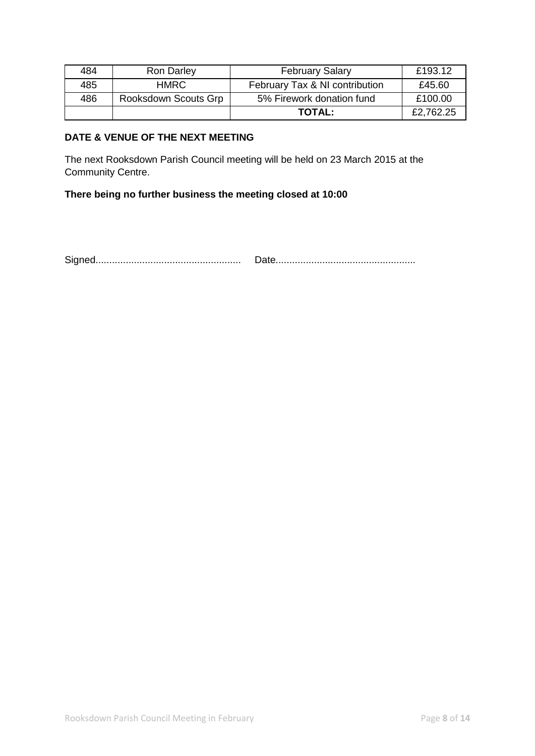| 484 | Ron Darley | February Salary | £193.12 |
|---|---|---|---|
| 485 | HMRC | February Tax & NI contribution | £45.60 |
| 486 | Rooksdown Scouts Grp | 5% Firework donation fund | £100.00 |
| | | **TOTAL:** | £2,762.25 |

**DATE & VENUE OF THE NEXT MEETING**

The next Rooksdown Parish Council meeting will be held on 23 March 2015 at the Community Centre.

**There being no further business the meeting closed at 10:00**

Signed.................................................... Date..................................................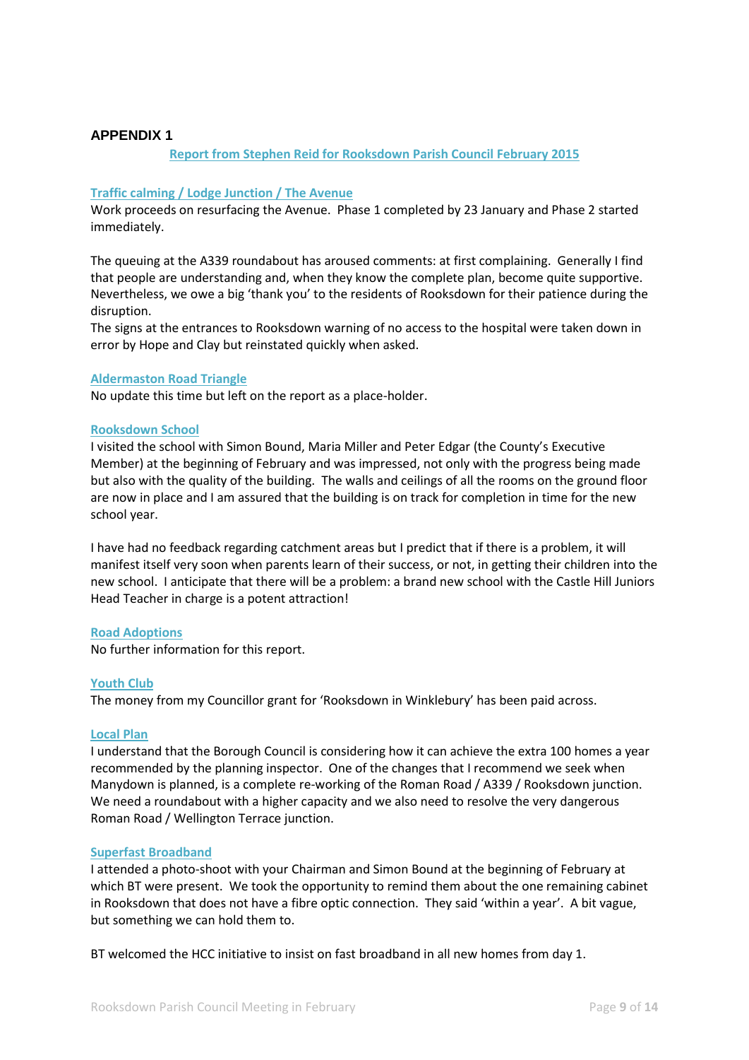## APPENDIX 1

### Report from Stephen Reid for Rooksdown Parish Council February 2015

#### Traffic calming / Lodge Junction / The Avenue

Work proceeds on resurfacing the Avenue. Phase 1 completed by 23 January and Phase 2 started immediately.

The queuing at the A339 roundabout has aroused comments: at first complaining. Generally I find that people are understanding and, when they know the complete plan, become quite supportive. Nevertheless, we owe a big 'thank you' to the residents of Rooksdown for their patience during the disruption.
The signs at the entrances to Rooksdown warning of no access to the hospital were taken down in error by Hope and Clay but reinstated quickly when asked.

#### Aldermaston Road Triangle

No update this time but left on the report as a place-holder.

#### Rooksdown School

I visited the school with Simon Bound, Maria Miller and Peter Edgar (the County's Executive Member) at the beginning of February and was impressed, not only with the progress being made but also with the quality of the building. The walls and ceilings of all the rooms on the ground floor are now in place and I am assured that the building is on track for completion in time for the new school year.

I have had no feedback regarding catchment areas but I predict that if there is a problem, it will manifest itself very soon when parents learn of their success, or not, in getting their children into the new school. I anticipate that there will be a problem: a brand new school with the Castle Hill Juniors Head Teacher in charge is a potent attraction!

#### Road Adoptions

No further information for this report.

#### Youth Club

The money from my Councillor grant for 'Rooksdown in Winklebury' has been paid across.

#### Local Plan

I understand that the Borough Council is considering how it can achieve the extra 100 homes a year recommended by the planning inspector. One of the changes that I recommend we seek when Manydown is planned, is a complete re-working of the Roman Road / A339 / Rooksdown junction. We need a roundabout with a higher capacity and we also need to resolve the very dangerous Roman Road / Wellington Terrace junction.

#### Superfast Broadband

I attended a photo-shoot with your Chairman and Simon Bound at the beginning of February at which BT were present. We took the opportunity to remind them about the one remaining cabinet in Rooksdown that does not have a fibre optic connection. They said 'within a year'. A bit vague, but something we can hold them to.

BT welcomed the HCC initiative to insist on fast broadband in all new homes from day 1.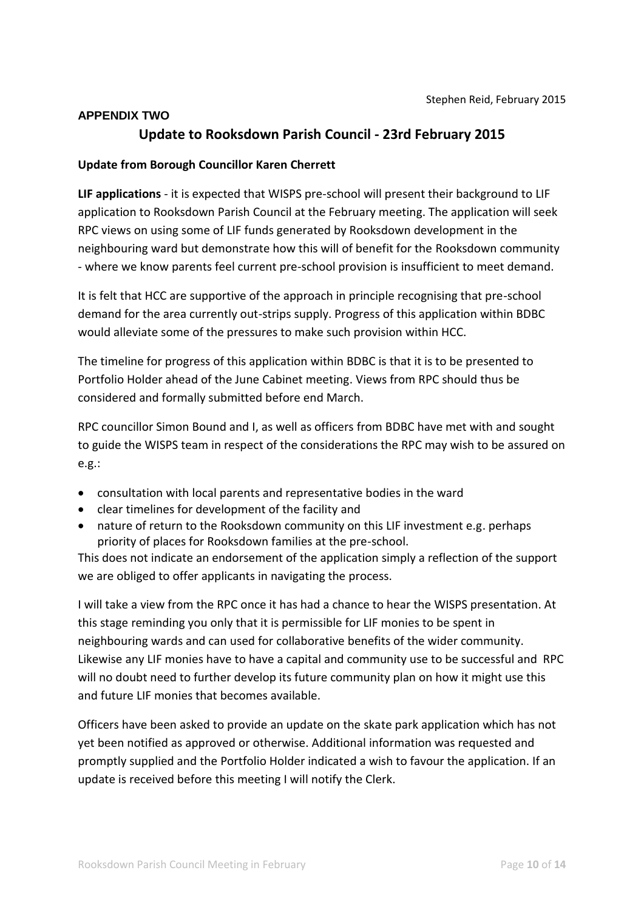Stephen Reid, February 2015

**APPENDIX TWO**

## Update to Rooksdown Parish Council - 23rd February 2015

**Update from Borough Councillor Karen Cherrett**

**LIF applications** - it is expected that WISPS pre-school will present their background to LIF application to Rooksdown Parish Council at the February meeting. The application will seek RPC views on using some of LIF funds generated by Rooksdown development in the neighbouring ward but demonstrate how this will of benefit for the Rooksdown community - where we know parents feel current pre-school provision is insufficient to meet demand.

It is felt that HCC are supportive of the approach in principle recognising that pre-school demand for the area currently out-strips supply. Progress of this application within BDBC would alleviate some of the pressures to make such provision within HCC.

The timeline for progress of this application within BDBC is that it is to be presented to Portfolio Holder ahead of the June Cabinet meeting. Views from RPC should thus be considered and formally submitted before end March.

RPC councillor Simon Bound and I, as well as officers from BDBC have met with and sought to guide the WISPS team in respect of the considerations the RPC may wish to be assured on e.g.:

- consultation with local parents and representative bodies in the ward
- clear timelines for development of the facility and
- nature of return to the Rooksdown community on this LIF investment e.g. perhaps priority of places for Rooksdown families at the pre-school.

This does not indicate an endorsement of the application simply a reflection of the support we are obliged to offer applicants in navigating the process.

I will take a view from the RPC once it has had a chance to hear the WISPS presentation. At this stage reminding you only that it is permissible for LIF monies to be spent in neighbouring wards and can used for collaborative benefits of the wider community. Likewise any LIF monies have to have a capital and community use to be successful and RPC will no doubt need to further develop its future community plan on how it might use this and future LIF monies that becomes available.

Officers have been asked to provide an update on the skate park application which has not yet been notified as approved or otherwise. Additional information was requested and promptly supplied and the Portfolio Holder indicated a wish to favour the application. If an update is received before this meeting I will notify the Clerk.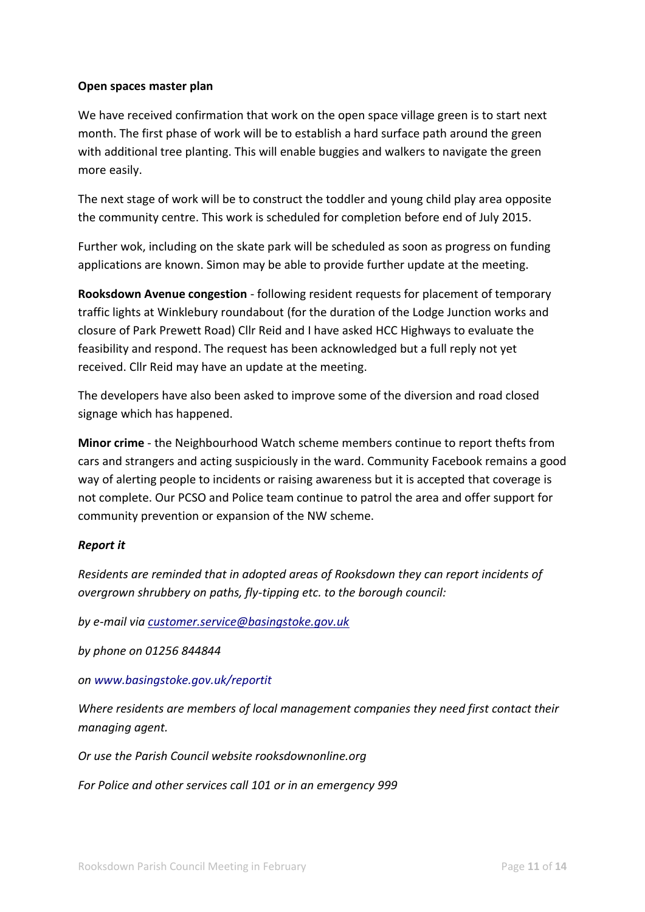**Open spaces master plan**

We have received confirmation that work on the open space village green is to start next month. The first phase of work will be to establish a hard surface path around the green with additional tree planting. This will enable buggies and walkers to navigate the green more easily.

The next stage of work will be to construct the toddler and young child play area opposite the community centre. This work is scheduled for completion before end of July 2015.

Further wok, including on the skate park will be scheduled as soon as progress on funding applications are known. Simon may be able to provide further update at the meeting.

**Rooksdown Avenue congestion** - following resident requests for placement of temporary traffic lights at Winklebury roundabout (for the duration of the Lodge Junction works and closure of Park Prewett Road) Cllr Reid and I have asked HCC Highways to evaluate the feasibility and respond. The request has been acknowledged but a full reply not yet received. Cllr Reid may have an update at the meeting.

The developers have also been asked to improve some of the diversion and road closed signage which has happened.

**Minor crime** - the Neighbourhood Watch scheme members continue to report thefts from cars and strangers and acting suspiciously in the ward. Community Facebook remains a good way of alerting people to incidents or raising awareness but it is accepted that coverage is not complete. Our PCSO and Police team continue to patrol the area and offer support for community prevention or expansion of the NW scheme.

***Report it***

*Residents are reminded that in adopted areas of Rooksdown they can report incidents of overgrown shrubbery on paths, fly-tipping etc. to the borough council:*

*by e-mail via customer.service@basingstoke.gov.uk*

*by phone on 01256 844844*

*on www.basingstoke.gov.uk/reportit*

*Where residents are members of local management companies they need first contact their managing agent.*

*Or use the Parish Council website rooksdownonline.org*

*For Police and other services call 101 or in an emergency 999*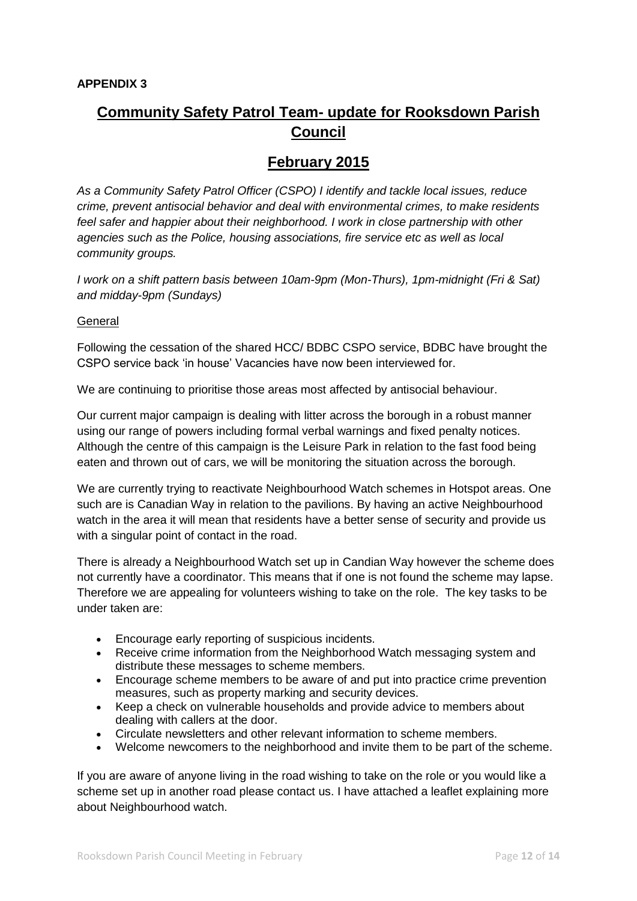**APPENDIX 3**

# Community Safety Patrol Team- update for Rooksdown Parish Council

## February 2015

*As a Community Safety Patrol Officer (CSPO) I identify and tackle local issues, reduce crime, prevent antisocial behavior and deal with environmental crimes, to make residents feel safer and happier about their neighborhood. I work in close partnership with other agencies such as the Police, housing associations, fire service etc as well as local community groups.*

*I work on a shift pattern basis between 10am-9pm (Mon-Thurs), 1pm-midnight (Fri & Sat) and midday-9pm (Sundays)*

General

Following the cessation of the shared HCC/ BDBC CSPO service, BDBC have brought the CSPO service back 'in house' Vacancies have now been interviewed for.

We are continuing to prioritise those areas most affected by antisocial behaviour.

Our current major campaign is dealing with litter across the borough in a robust manner using our range of powers including formal verbal warnings and fixed penalty notices. Although the centre of this campaign is the Leisure Park in relation to the fast food being eaten and thrown out of cars, we will be monitoring the situation across the borough.

We are currently trying to reactivate Neighbourhood Watch schemes in Hotspot areas. One such are is Canadian Way in relation to the pavilions. By having an active Neighbourhood watch in the area it will mean that residents have a better sense of security and provide us with a singular point of contact in the road.

There is already a Neighbourhood Watch set up in Candian Way however the scheme does not currently have a coordinator. This means that if one is not found the scheme may lapse. Therefore we are appealing for volunteers wishing to take on the role. The key tasks to be under taken are:

- Encourage early reporting of suspicious incidents.
- Receive crime information from the Neighborhood Watch messaging system and distribute these messages to scheme members.
- Encourage scheme members to be aware of and put into practice crime prevention measures, such as property marking and security devices.
- Keep a check on vulnerable households and provide advice to members about dealing with callers at the door.
- Circulate newsletters and other relevant information to scheme members.
- Welcome newcomers to the neighborhood and invite them to be part of the scheme.

If you are aware of anyone living in the road wishing to take on the role or you would like a scheme set up in another road please contact us. I have attached a leaflet explaining more about Neighbourhood watch.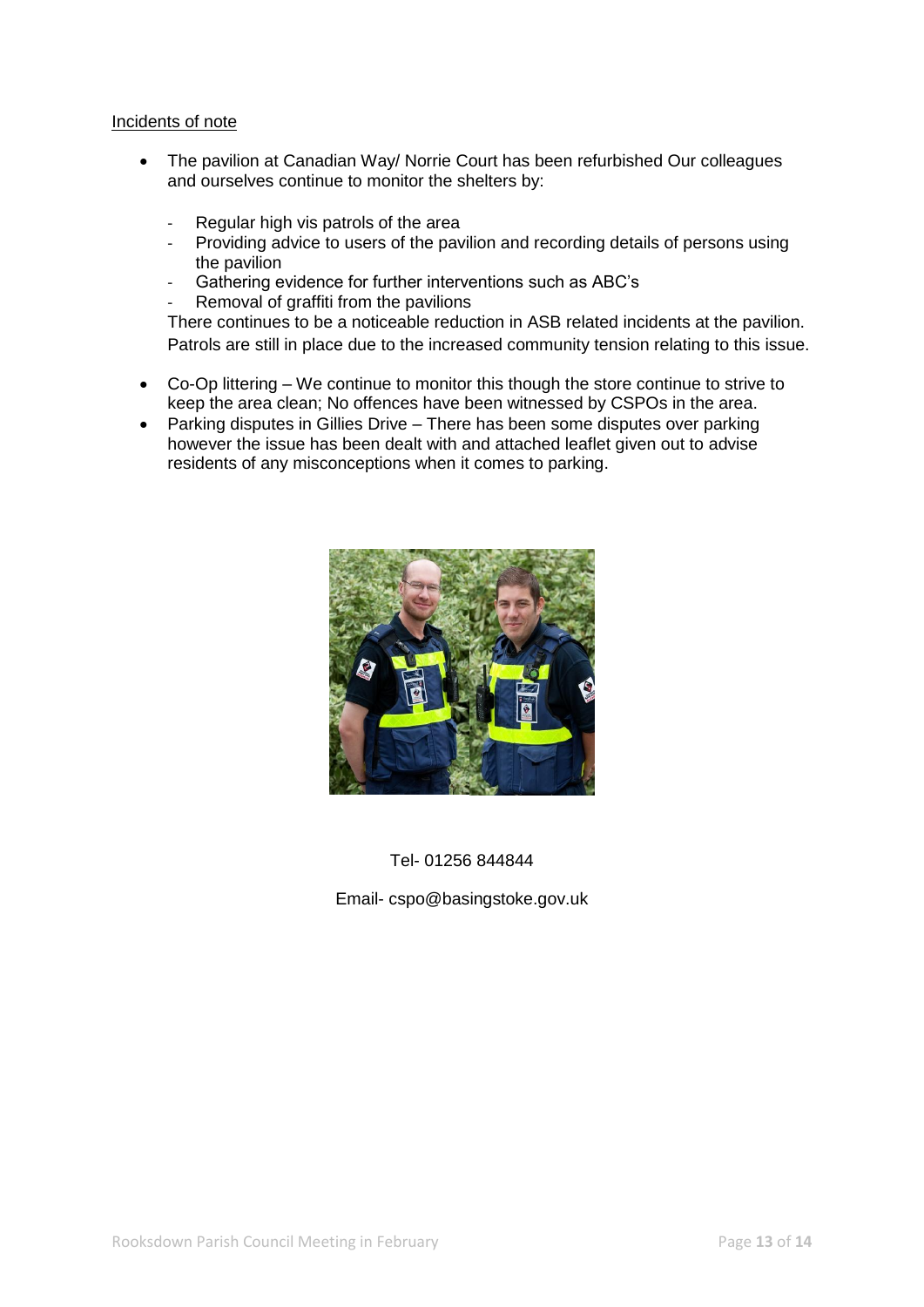Incidents of note

- The pavilion at Canadian Way/ Norrie Court has been refurbished Our colleagues and ourselves continue to monitor the shelters by:

  - Regular high vis patrols of the area
  - Providing advice to users of the pavilion and recording details of persons using the pavilion
  - Gathering evidence for further interventions such as ABC's
  - Removal of graffiti from the pavilions

  There continues to be a noticeable reduction in ASB related incidents at the pavilion. Patrols are still in place due to the increased community tension relating to this issue.

- Co-Op littering – We continue to monitor this though the store continue to strive to keep the area clean; No offences have been witnessed by CSPOs in the area.
- Parking disputes in Gillies Drive – There has been some disputes over parking however the issue has been dealt with and attached leaflet given out to advise residents of any misconceptions when it comes to parking.

Tel- 01256 844844

Email- cspo@basingstoke.gov.uk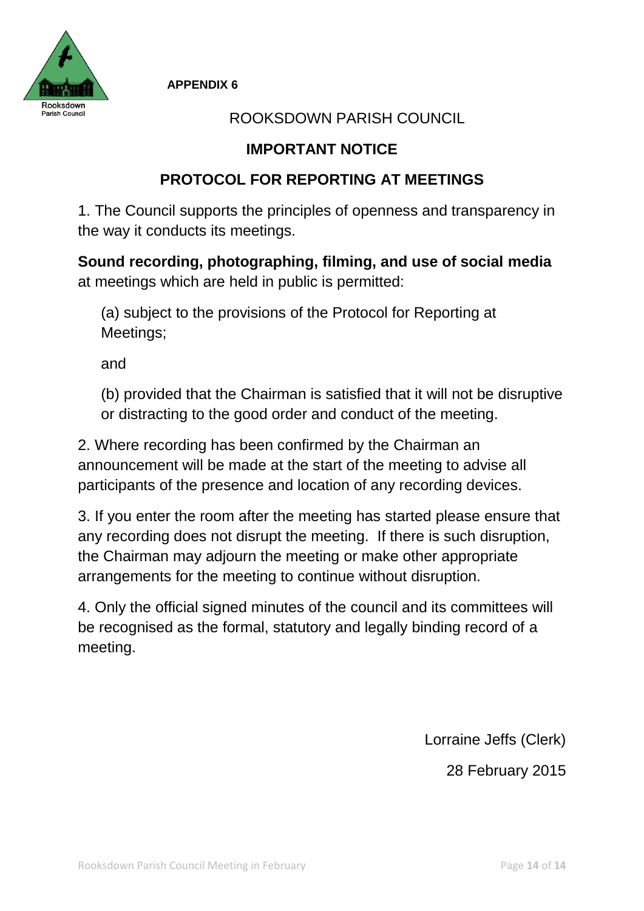**APPENDIX 6**

ROOKSDOWN PARISH COUNCIL

## IMPORTANT NOTICE

## PROTOCOL FOR REPORTING AT MEETINGS

1. The Council supports the principles of openness and transparency in the way it conducts its meetings.

**Sound recording, photographing, filming, and use of social media** at meetings which are held in public is permitted:

(a) subject to the provisions of the Protocol for Reporting at Meetings;

and

(b) provided that the Chairman is satisfied that it will not be disruptive or distracting to the good order and conduct of the meeting.

2. Where recording has been confirmed by the Chairman an announcement will be made at the start of the meeting to advise all participants of the presence and location of any recording devices.

3. If you enter the room after the meeting has started please ensure that any recording does not disrupt the meeting. If there is such disruption, the Chairman may adjourn the meeting or make other appropriate arrangements for the meeting to continue without disruption.

4. Only the official signed minutes of the council and its committees will be recognised as the formal, statutory and legally binding record of a meeting.

Lorraine Jeffs (Clerk)

28 February 2015